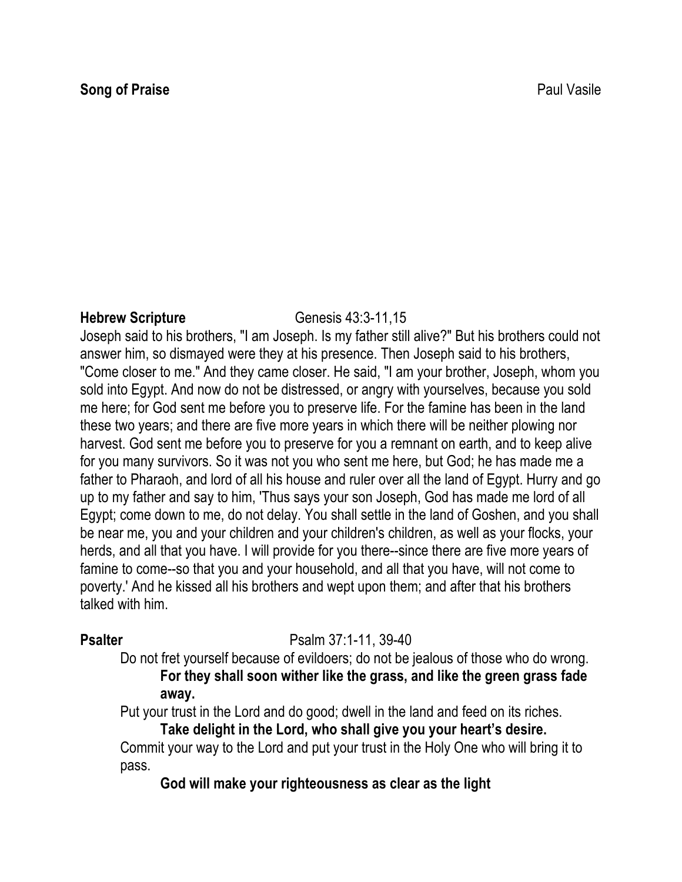**Song of Praise** Paul Vasile

**Hebrew Scripture** Genesis 43:3-11,15

Joseph said to his brothers, "I am Joseph. Is my father still alive?" But his brothers could not answer him, so dismayed were they at his presence. Then Joseph said to his brothers, "Come closer to me." And they came closer. He said, "I am your brother, Joseph, whom you sold into Egypt. And now do not be distressed, or angry with yourselves, because you sold me here; for God sent me before you to preserve life. For the famine has been in the land these two years; and there are five more years in which there will be neither plowing nor harvest. God sent me before you to preserve for you a remnant on earth, and to keep alive for you many survivors. So it was not you who sent me here, but God; he has made me a father to Pharaoh, and lord of all his house and ruler over all the land of Egypt. Hurry and go up to my father and say to him, 'Thus says your son Joseph, God has made me lord of all Egypt; come down to me, do not delay. You shall settle in the land of Goshen, and you shall be near me, you and your children and your children's children, as well as your flocks, your herds, and all that you have. I will provide for you there--since there are five more years of famine to come--so that you and your household, and all that you have, will not come to poverty.' And he kissed all his brothers and wept upon them; and after that his brothers talked with him.

**Psalter** Psalm 37:1-11, 39-40

Do not fret yourself because of evildoers; do not be jealous of those who do wrong.

**For they shall soon wither like the grass, and like the green grass fade away.**

Put your trust in the Lord and do good; dwell in the land and feed on its riches.

**Take delight in the Lord, who shall give you your heart's desire.**

Commit your way to the Lord and put your trust in the Holy One who will bring it to pass.

**God will make your righteousness as clear as the light**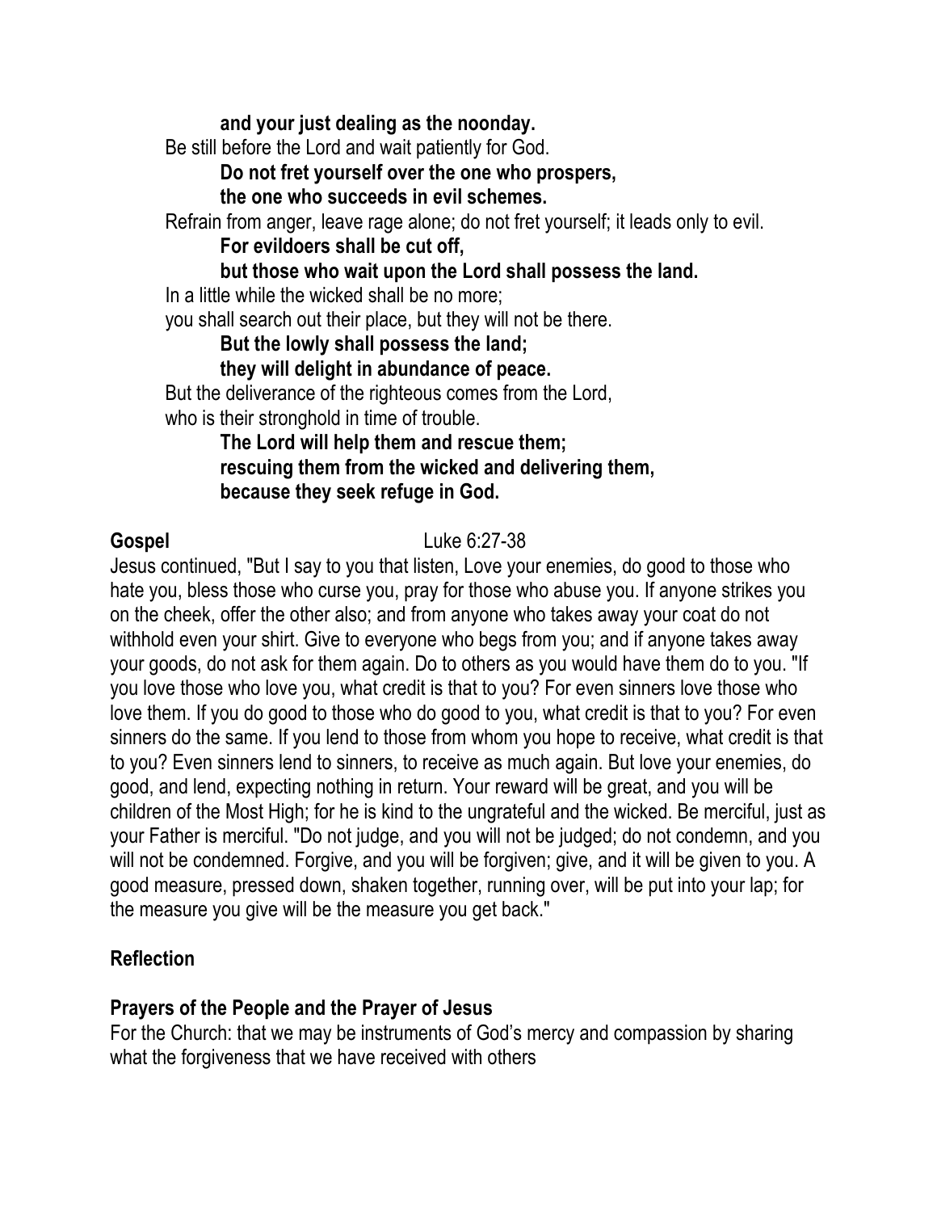**and your just dealing as the noonday.**
Be still before the Lord and wait patiently for God.
**Do not fret yourself over the one who prospers,**
**the one who succeeds in evil schemes.**
Refrain from anger, leave rage alone; do not fret yourself; it leads only to evil.
**For evildoers shall be cut off,**
**but those who wait upon the Lord shall possess the land.**
In a little while the wicked shall be no more;
you shall search out their place, but they will not be there.
**But the lowly shall possess the land;**
**they will delight in abundance of peace.**
But the deliverance of the righteous comes from the Lord,
who is their stronghold in time of trouble.
**The Lord will help them and rescue them;**
**rescuing them from the wicked and delivering them,**
**because they seek refuge in God.**

**Gospel** Luke 6:27-38

Jesus continued, "But I say to you that listen, Love your enemies, do good to those who hate you, bless those who curse you, pray for those who abuse you. If anyone strikes you on the cheek, offer the other also; and from anyone who takes away your coat do not withhold even your shirt. Give to everyone who begs from you; and if anyone takes away your goods, do not ask for them again. Do to others as you would have them do to you. "If you love those who love you, what credit is that to you? For even sinners love those who love them. If you do good to those who do good to you, what credit is that to you? For even sinners do the same. If you lend to those from whom you hope to receive, what credit is that to you? Even sinners lend to sinners, to receive as much again. But love your enemies, do good, and lend, expecting nothing in return. Your reward will be great, and you will be children of the Most High; for he is kind to the ungrateful and the wicked. Be merciful, just as your Father is merciful. "Do not judge, and you will not be judged; do not condemn, and you will not be condemned. Forgive, and you will be forgiven; give, and it will be given to you. A good measure, pressed down, shaken together, running over, will be put into your lap; for the measure you give will be the measure you get back."

**Reflection**

**Prayers of the People and the Prayer of Jesus**

For the Church: that we may be instruments of God's mercy and compassion by sharing what the forgiveness that we have received with others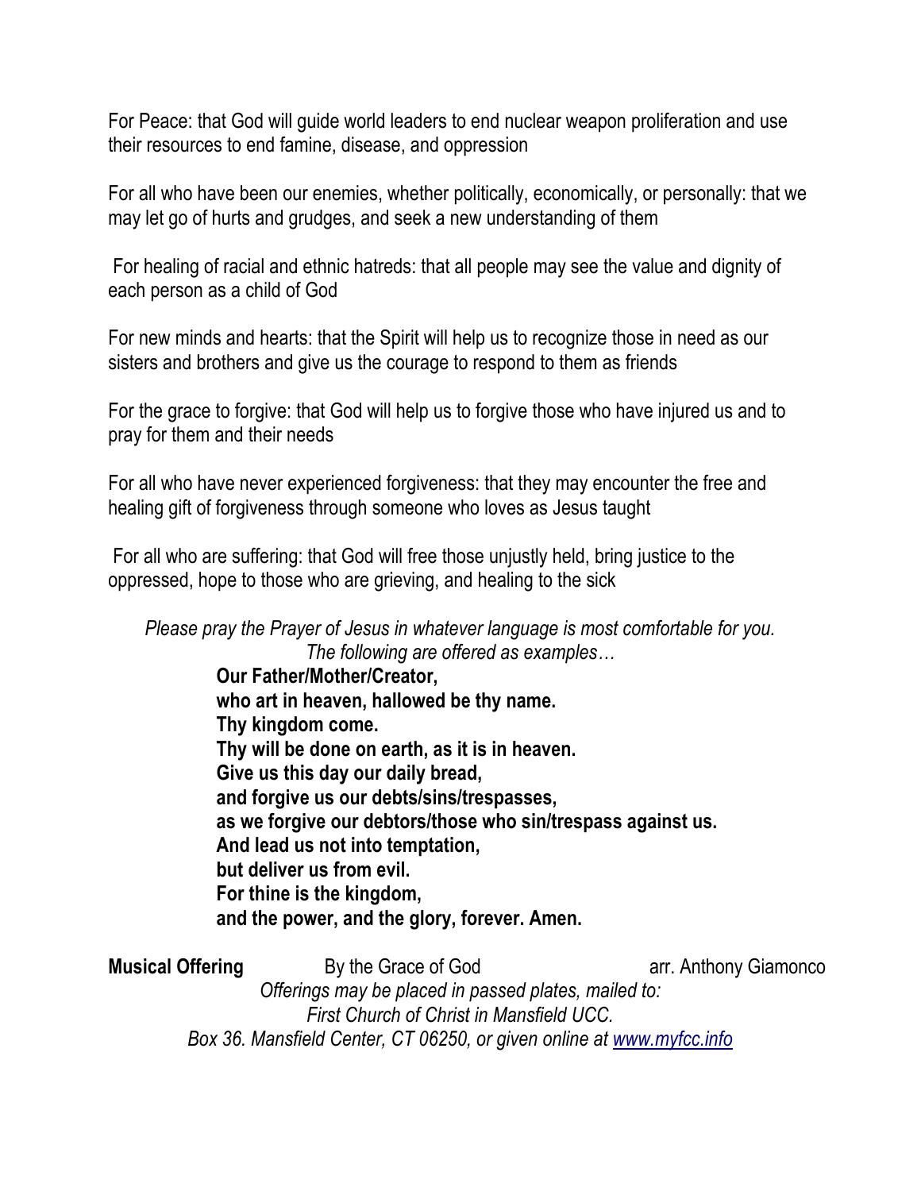For Peace: that God will guide world leaders to end nuclear weapon proliferation and use their resources to end famine, disease, and oppression

For all who have been our enemies, whether politically, economically, or personally: that we may let go of hurts and grudges, and seek a new understanding of them

For healing of racial and ethnic hatreds: that all people may see the value and dignity of each person as a child of God

For new minds and hearts: that the Spirit will help us to recognize those in need as our sisters and brothers and give us the courage to respond to them as friends

For the grace to forgive: that God will help us to forgive those who have injured us and to pray for them and their needs

For all who have never experienced forgiveness: that they may encounter the free and healing gift of forgiveness through someone who loves as Jesus taught

For all who are suffering: that God will free those unjustly held, bring justice to the oppressed, hope to those who are grieving, and healing to the sick

*Please pray the Prayer of Jesus in whatever language is most comfortable for you. The following are offered as examples…*

**Our Father/Mother/Creator,**
**who art in heaven, hallowed be thy name.**
**Thy kingdom come.**
**Thy will be done on earth, as it is in heaven.**
**Give us this day our daily bread,**
**and forgive us our debts/sins/trespasses,**
**as we forgive our debtors/those who sin/trespass against us.**
**And lead us not into temptation,**
**but deliver us from evil.**
**For thine is the kingdom,**
**and the power, and the glory, forever. Amen.**

**Musical Offering** By the Grace of God arr. Anthony Giamonco

*Offerings may be placed in passed plates, mailed to: First Church of Christ in Mansfield UCC. Box 36. Mansfield Center, CT 06250, or given online at [www.myfcc.info](www.myfcc.info)*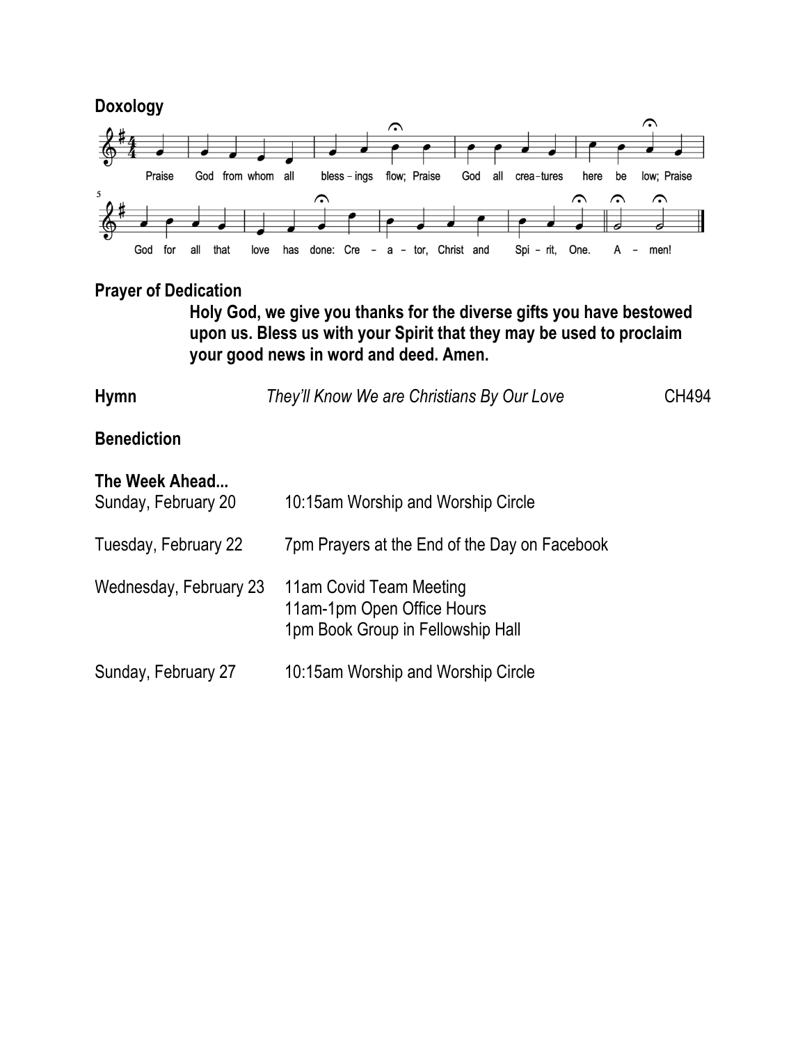**Doxology**

Praise God from whom all bless-ings flow; Praise God all crea-tures here be low; Praise God for all that love has done: Cre-a-tor, Christ and Spi-rit, One. A-men!

**Prayer of Dedication**

**Holy God, we give you thanks for the diverse gifts you have bestowed upon us. Bless us with your Spirit that they may be used to proclaim your good news in word and deed. Amen.**

**Hymn** *They'll Know We are Christians By Our Love* CH494

**Benediction**

**The Week Ahead...**

| | |
|---|---|
| Sunday, February 20 | 10:15am Worship and Worship Circle |
| Tuesday, February 22 | 7pm Prayers at the End of the Day on Facebook |
| Wednesday, February 23 | 11am Covid Team Meeting<br>11am-1pm Open Office Hours<br>1pm Book Group in Fellowship Hall |
| Sunday, February 27 | 10:15am Worship and Worship Circle |